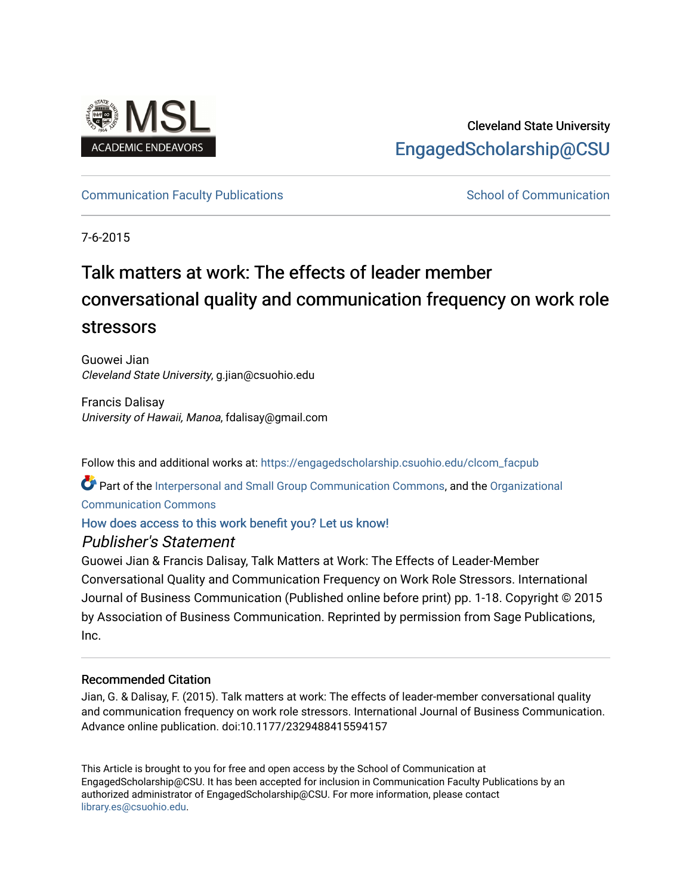Cleveland State University

EngagedScholarship@CSU

Communication Faculty Publications

School of Communication

7-6-2015

# Talk matters at work: The effects of leader member conversational quality and communication frequency on work role stressors

Guowei Jian
*Cleveland State University*, g.jian@csuohio.edu

Francis Dalisay
*University of Hawaii, Manoa*, fdalisay@gmail.com

Follow this and additional works at: https://engagedscholarship.csuohio.edu/clcom_facpub

Part of the Interpersonal and Small Group Communication Commons, and the Organizational Communication Commons

How does access to this work benefit you? Let us know!

## *Publisher's Statement*

Guowei Jian & Francis Dalisay, Talk Matters at Work: The Effects of Leader-Member Conversational Quality and Communication Frequency on Work Role Stressors. International Journal of Business Communication (Published online before print) pp. 1-18. Copyright © 2015 by Association of Business Communication. Reprinted by permission from Sage Publications, Inc.

### Recommended Citation

Jian, G. & Dalisay, F. (2015). Talk matters at work: The effects of leader-member conversational quality and communication frequency on work role stressors. International Journal of Business Communication. Advance online publication. doi:10.1177/2329488415594157

This Article is brought to you for free and open access by the School of Communication at EngagedScholarship@CSU. It has been accepted for inclusion in Communication Faculty Publications by an authorized administrator of EngagedScholarship@CSU. For more information, please contact library.es@csuohio.edu.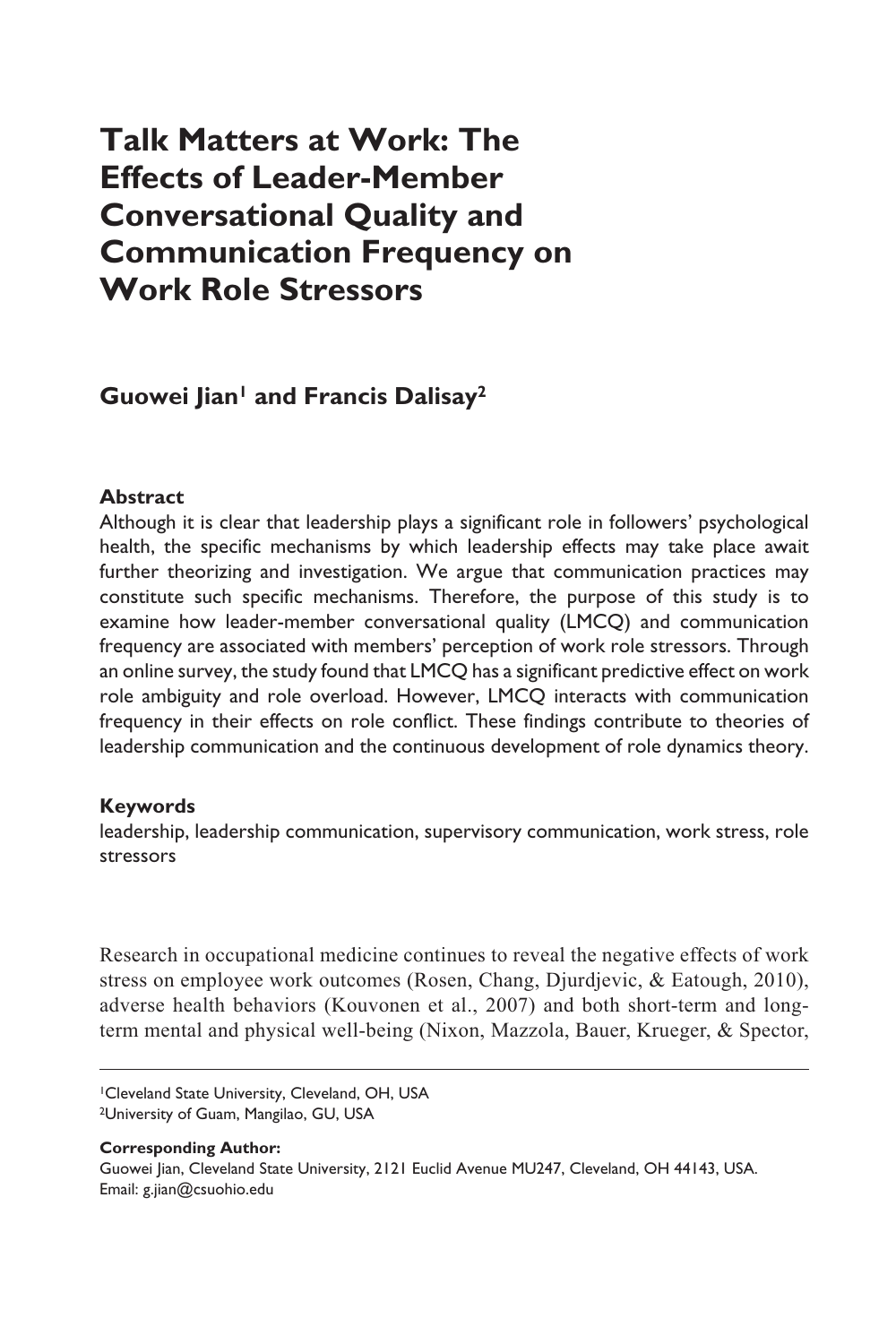# Talk Matters at Work: The Effects of Leader-Member Conversational Quality and Communication Frequency on Work Role Stressors

**Guowei Jian[1] and Francis Dalisay[2]**

### Abstract

Although it is clear that leadership plays a significant role in followers' psychological health, the specific mechanisms by which leadership effects may take place await further theorizing and investigation. We argue that communication practices may constitute such specific mechanisms. Therefore, the purpose of this study is to examine how leader-member conversational quality (LMCQ) and communication frequency are associated with members' perception of work role stressors. Through an online survey, the study found that LMCQ has a significant predictive effect on work role ambiguity and role overload. However, LMCQ interacts with communication frequency in their effects on role conflict. These findings contribute to theories of leadership communication and the continuous development of role dynamics theory.

### Keywords

leadership, leadership communication, supervisory communication, work stress, role stressors

Research in occupational medicine continues to reveal the negative effects of work stress on employee work outcomes (Rosen, Chang, Djurdjevic, & Eatough, 2010), adverse health behaviors (Kouvonen et al., 2007) and both short-term and long-term mental and physical well-being (Nixon, Mazzola, Bauer, Krueger, & Spector,

---

[1]Cleveland State University, Cleveland, OH, USA
[2]University of Guam, Mangilao, GU, USA

**Corresponding Author:**
Guowei Jian, Cleveland State University, 2121 Euclid Avenue MU247, Cleveland, OH 44143, USA.
Email: g.jian@csuohio.edu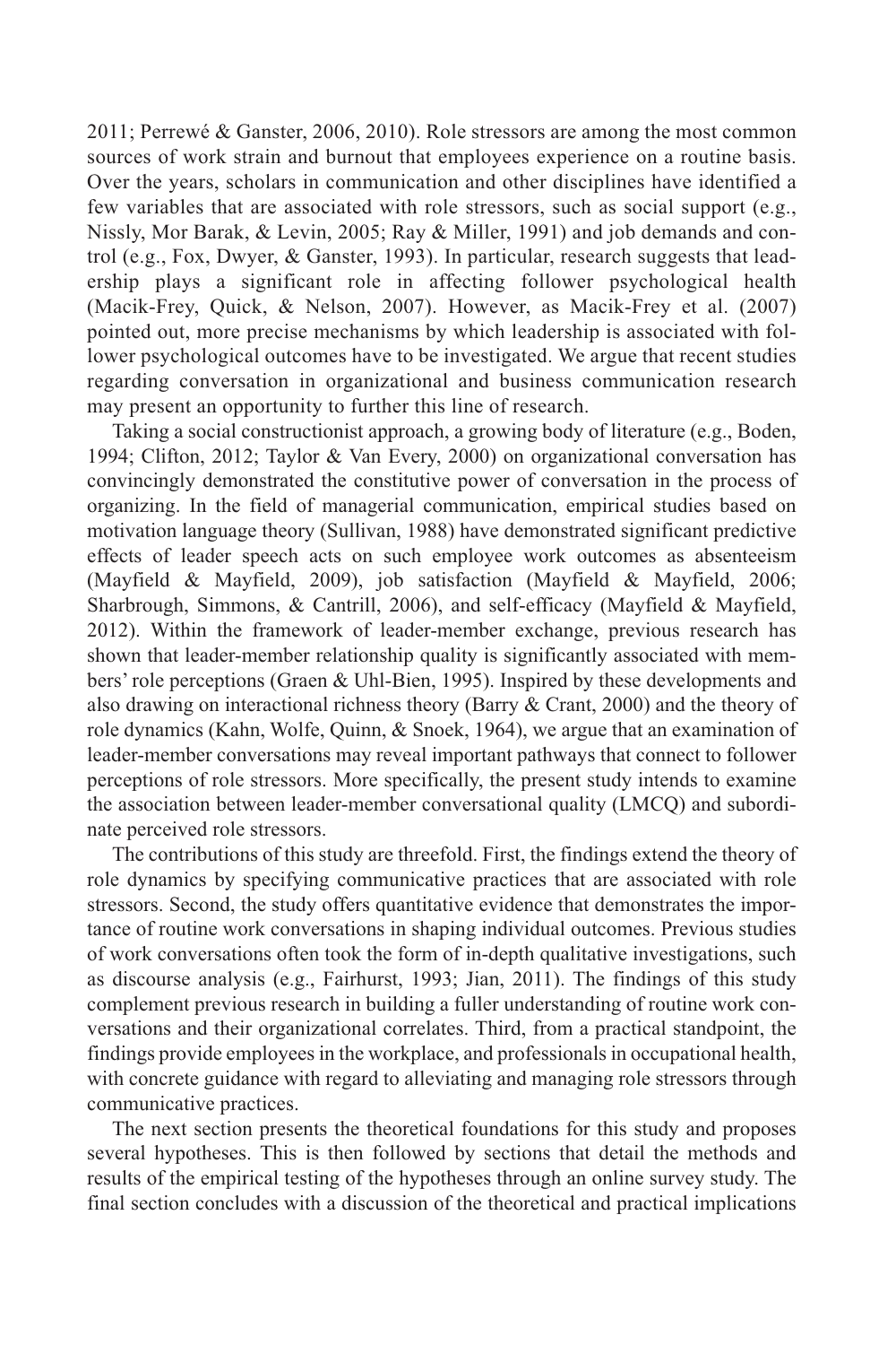2011; Perrewé & Ganster, 2006, 2010). Role stressors are among the most common sources of work strain and burnout that employees experience on a routine basis. Over the years, scholars in communication and other disciplines have identified a few variables that are associated with role stressors, such as social support (e.g., Nissly, Mor Barak, & Levin, 2005; Ray & Miller, 1991) and job demands and control (e.g., Fox, Dwyer, & Ganster, 1993). In particular, research suggests that leadership plays a significant role in affecting follower psychological health (Macik-Frey, Quick, & Nelson, 2007). However, as Macik-Frey et al. (2007) pointed out, more precise mechanisms by which leadership is associated with follower psychological outcomes have to be investigated. We argue that recent studies regarding conversation in organizational and business communication research may present an opportunity to further this line of research.

Taking a social constructionist approach, a growing body of literature (e.g., Boden, 1994; Clifton, 2012; Taylor & Van Every, 2000) on organizational conversation has convincingly demonstrated the constitutive power of conversation in the process of organizing. In the field of managerial communication, empirical studies based on motivation language theory (Sullivan, 1988) have demonstrated significant predictive effects of leader speech acts on such employee work outcomes as absenteeism (Mayfield & Mayfield, 2009), job satisfaction (Mayfield & Mayfield, 2006; Sharbrough, Simmons, & Cantrill, 2006), and self-efficacy (Mayfield & Mayfield, 2012). Within the framework of leader-member exchange, previous research has shown that leader-member relationship quality is significantly associated with members' role perceptions (Graen & Uhl-Bien, 1995). Inspired by these developments and also drawing on interactional richness theory (Barry & Crant, 2000) and the theory of role dynamics (Kahn, Wolfe, Quinn, & Snoek, 1964), we argue that an examination of leader-member conversations may reveal important pathways that connect to follower perceptions of role stressors. More specifically, the present study intends to examine the association between leader-member conversational quality (LMCQ) and subordinate perceived role stressors.

The contributions of this study are threefold. First, the findings extend the theory of role dynamics by specifying communicative practices that are associated with role stressors. Second, the study offers quantitative evidence that demonstrates the importance of routine work conversations in shaping individual outcomes. Previous studies of work conversations often took the form of in-depth qualitative investigations, such as discourse analysis (e.g., Fairhurst, 1993; Jian, 2011). The findings of this study complement previous research in building a fuller understanding of routine work conversations and their organizational correlates. Third, from a practical standpoint, the findings provide employees in the workplace, and professionals in occupational health, with concrete guidance with regard to alleviating and managing role stressors through communicative practices.

The next section presents the theoretical foundations for this study and proposes several hypotheses. This is then followed by sections that detail the methods and results of the empirical testing of the hypotheses through an online survey study. The final section concludes with a discussion of the theoretical and practical implications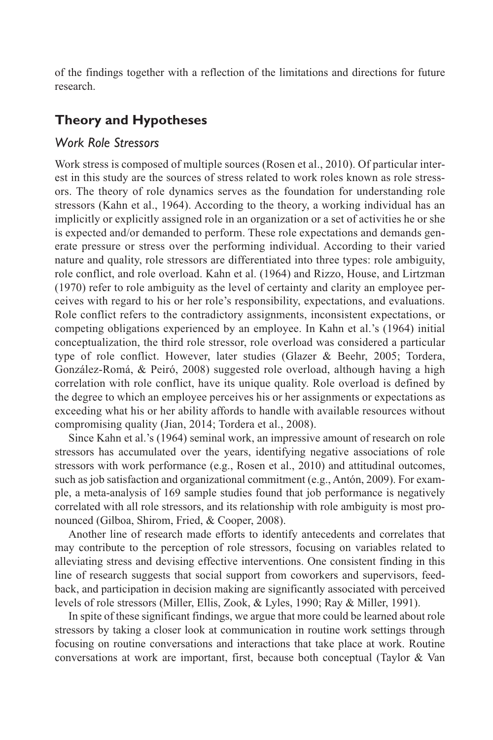of the findings together with a reflection of the limitations and directions for future research.

## Theory and Hypotheses

### *Work Role Stressors*

Work stress is composed of multiple sources (Rosen et al., 2010). Of particular interest in this study are the sources of stress related to work roles known as role stressors. The theory of role dynamics serves as the foundation for understanding role stressors (Kahn et al., 1964). According to the theory, a working individual has an implicitly or explicitly assigned role in an organization or a set of activities he or she is expected and/or demanded to perform. These role expectations and demands generate pressure or stress over the performing individual. According to their varied nature and quality, role stressors are differentiated into three types: role ambiguity, role conflict, and role overload. Kahn et al. (1964) and Rizzo, House, and Lirtzman (1970) refer to role ambiguity as the level of certainty and clarity an employee perceives with regard to his or her role's responsibility, expectations, and evaluations. Role conflict refers to the contradictory assignments, inconsistent expectations, or competing obligations experienced by an employee. In Kahn et al.'s (1964) initial conceptualization, the third role stressor, role overload was considered a particular type of role conflict. However, later studies (Glazer & Beehr, 2005; Tordera, González-Romá, & Peiró, 2008) suggested role overload, although having a high correlation with role conflict, have its unique quality. Role overload is defined by the degree to which an employee perceives his or her assignments or expectations as exceeding what his or her ability affords to handle with available resources without compromising quality (Jian, 2014; Tordera et al., 2008).

Since Kahn et al.'s (1964) seminal work, an impressive amount of research on role stressors has accumulated over the years, identifying negative associations of role stressors with work performance (e.g., Rosen et al., 2010) and attitudinal outcomes, such as job satisfaction and organizational commitment (e.g., Antón, 2009). For example, a meta-analysis of 169 sample studies found that job performance is negatively correlated with all role stressors, and its relationship with role ambiguity is most pronounced (Gilboa, Shirom, Fried, & Cooper, 2008).

Another line of research made efforts to identify antecedents and correlates that may contribute to the perception of role stressors, focusing on variables related to alleviating stress and devising effective interventions. One consistent finding in this line of research suggests that social support from coworkers and supervisors, feedback, and participation in decision making are significantly associated with perceived levels of role stressors (Miller, Ellis, Zook, & Lyles, 1990; Ray & Miller, 1991).

In spite of these significant findings, we argue that more could be learned about role stressors by taking a closer look at communication in routine work settings through focusing on routine conversations and interactions that take place at work. Routine conversations at work are important, first, because both conceptual (Taylor & Van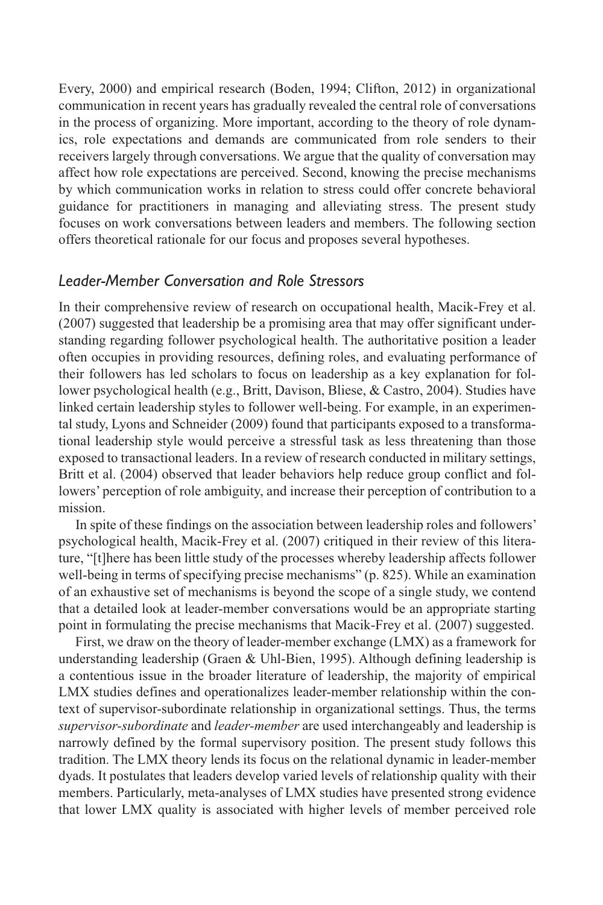Every, 2000) and empirical research (Boden, 1994; Clifton, 2012) in organizational communication in recent years has gradually revealed the central role of conversations in the process of organizing. More important, according to the theory of role dynamics, role expectations and demands are communicated from role senders to their receivers largely through conversations. We argue that the quality of conversation may affect how role expectations are perceived. Second, knowing the precise mechanisms by which communication works in relation to stress could offer concrete behavioral guidance for practitioners in managing and alleviating stress. The present study focuses on work conversations between leaders and members. The following section offers theoretical rationale for our focus and proposes several hypotheses.

## *Leader-Member Conversation and Role Stressors*

In their comprehensive review of research on occupational health, Macik-Frey et al. (2007) suggested that leadership be a promising area that may offer significant understanding regarding follower psychological health. The authoritative position a leader often occupies in providing resources, defining roles, and evaluating performance of their followers has led scholars to focus on leadership as a key explanation for follower psychological health (e.g., Britt, Davison, Bliese, & Castro, 2004). Studies have linked certain leadership styles to follower well-being. For example, in an experimental study, Lyons and Schneider (2009) found that participants exposed to a transformational leadership style would perceive a stressful task as less threatening than those exposed to transactional leaders. In a review of research conducted in military settings, Britt et al. (2004) observed that leader behaviors help reduce group conflict and followers' perception of role ambiguity, and increase their perception of contribution to a mission.

In spite of these findings on the association between leadership roles and followers' psychological health, Macik-Frey et al. (2007) critiqued in their review of this literature, "[t]here has been little study of the processes whereby leadership affects follower well-being in terms of specifying precise mechanisms" (p. 825). While an examination of an exhaustive set of mechanisms is beyond the scope of a single study, we contend that a detailed look at leader-member conversations would be an appropriate starting point in formulating the precise mechanisms that Macik-Frey et al. (2007) suggested.

First, we draw on the theory of leader-member exchange (LMX) as a framework for understanding leadership (Graen & Uhl-Bien, 1995). Although defining leadership is a contentious issue in the broader literature of leadership, the majority of empirical LMX studies defines and operationalizes leader-member relationship within the context of supervisor-subordinate relationship in organizational settings. Thus, the terms *supervisor-subordinate* and *leader-member* are used interchangeably and leadership is narrowly defined by the formal supervisory position. The present study follows this tradition. The LMX theory lends its focus on the relational dynamic in leader-member dyads. It postulates that leaders develop varied levels of relationship quality with their members. Particularly, meta-analyses of LMX studies have presented strong evidence that lower LMX quality is associated with higher levels of member perceived role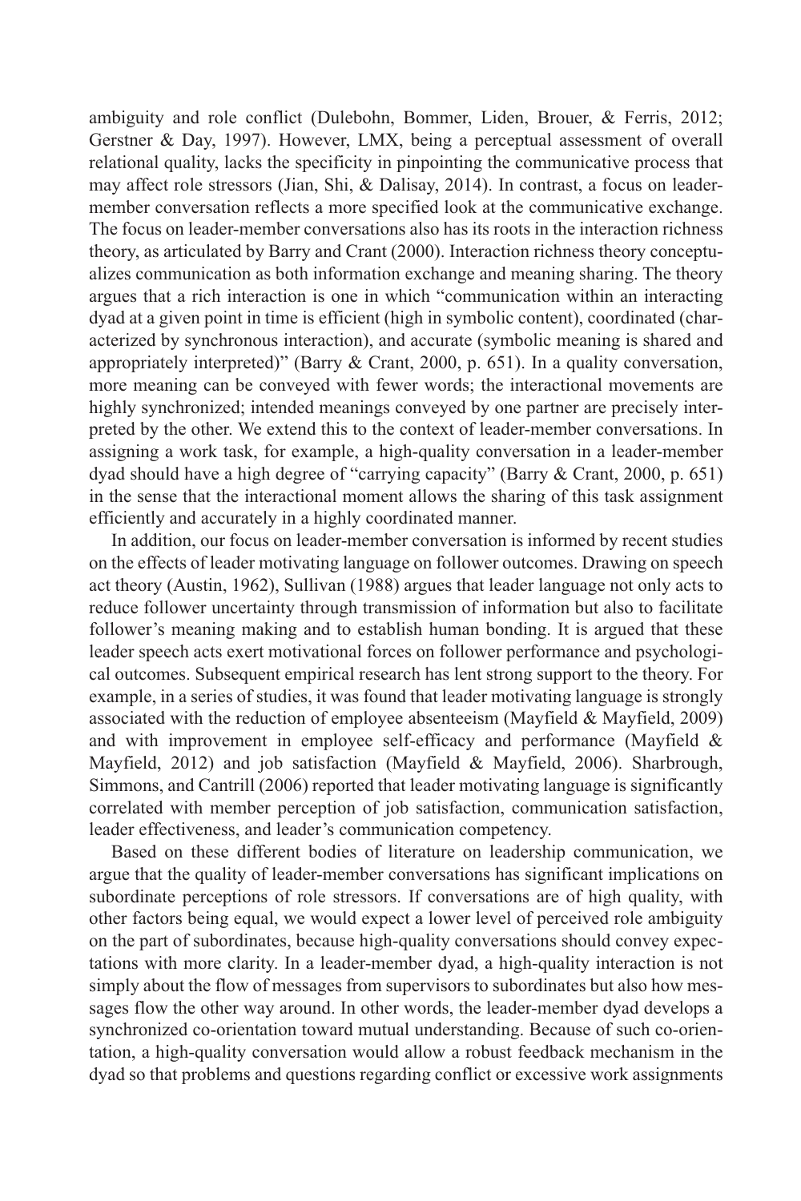ambiguity and role conflict (Dulebohn, Bommer, Liden, Brouer, & Ferris, 2012; Gerstner & Day, 1997). However, LMX, being a perceptual assessment of overall relational quality, lacks the specificity in pinpointing the communicative process that may affect role stressors (Jian, Shi, & Dalisay, 2014). In contrast, a focus on leader-member conversation reflects a more specified look at the communicative exchange. The focus on leader-member conversations also has its roots in the interaction richness theory, as articulated by Barry and Crant (2000). Interaction richness theory conceptualizes communication as both information exchange and meaning sharing. The theory argues that a rich interaction is one in which "communication within an interacting dyad at a given point in time is efficient (high in symbolic content), coordinated (characterized by synchronous interaction), and accurate (symbolic meaning is shared and appropriately interpreted)" (Barry & Crant, 2000, p. 651). In a quality conversation, more meaning can be conveyed with fewer words; the interactional movements are highly synchronized; intended meanings conveyed by one partner are precisely interpreted by the other. We extend this to the context of leader-member conversations. In assigning a work task, for example, a high-quality conversation in a leader-member dyad should have a high degree of "carrying capacity" (Barry & Crant, 2000, p. 651) in the sense that the interactional moment allows the sharing of this task assignment efficiently and accurately in a highly coordinated manner.

In addition, our focus on leader-member conversation is informed by recent studies on the effects of leader motivating language on follower outcomes. Drawing on speech act theory (Austin, 1962), Sullivan (1988) argues that leader language not only acts to reduce follower uncertainty through transmission of information but also to facilitate follower's meaning making and to establish human bonding. It is argued that these leader speech acts exert motivational forces on follower performance and psychological outcomes. Subsequent empirical research has lent strong support to the theory. For example, in a series of studies, it was found that leader motivating language is strongly associated with the reduction of employee absenteeism (Mayfield & Mayfield, 2009) and with improvement in employee self-efficacy and performance (Mayfield & Mayfield, 2012) and job satisfaction (Mayfield & Mayfield, 2006). Sharbrough, Simmons, and Cantrill (2006) reported that leader motivating language is significantly correlated with member perception of job satisfaction, communication satisfaction, leader effectiveness, and leader's communication competency.

Based on these different bodies of literature on leadership communication, we argue that the quality of leader-member conversations has significant implications on subordinate perceptions of role stressors. If conversations are of high quality, with other factors being equal, we would expect a lower level of perceived role ambiguity on the part of subordinates, because high-quality conversations should convey expectations with more clarity. In a leader-member dyad, a high-quality interaction is not simply about the flow of messages from supervisors to subordinates but also how messages flow the other way around. In other words, the leader-member dyad develops a synchronized co-orientation toward mutual understanding. Because of such co-orientation, a high-quality conversation would allow a robust feedback mechanism in the dyad so that problems and questions regarding conflict or excessive work assignments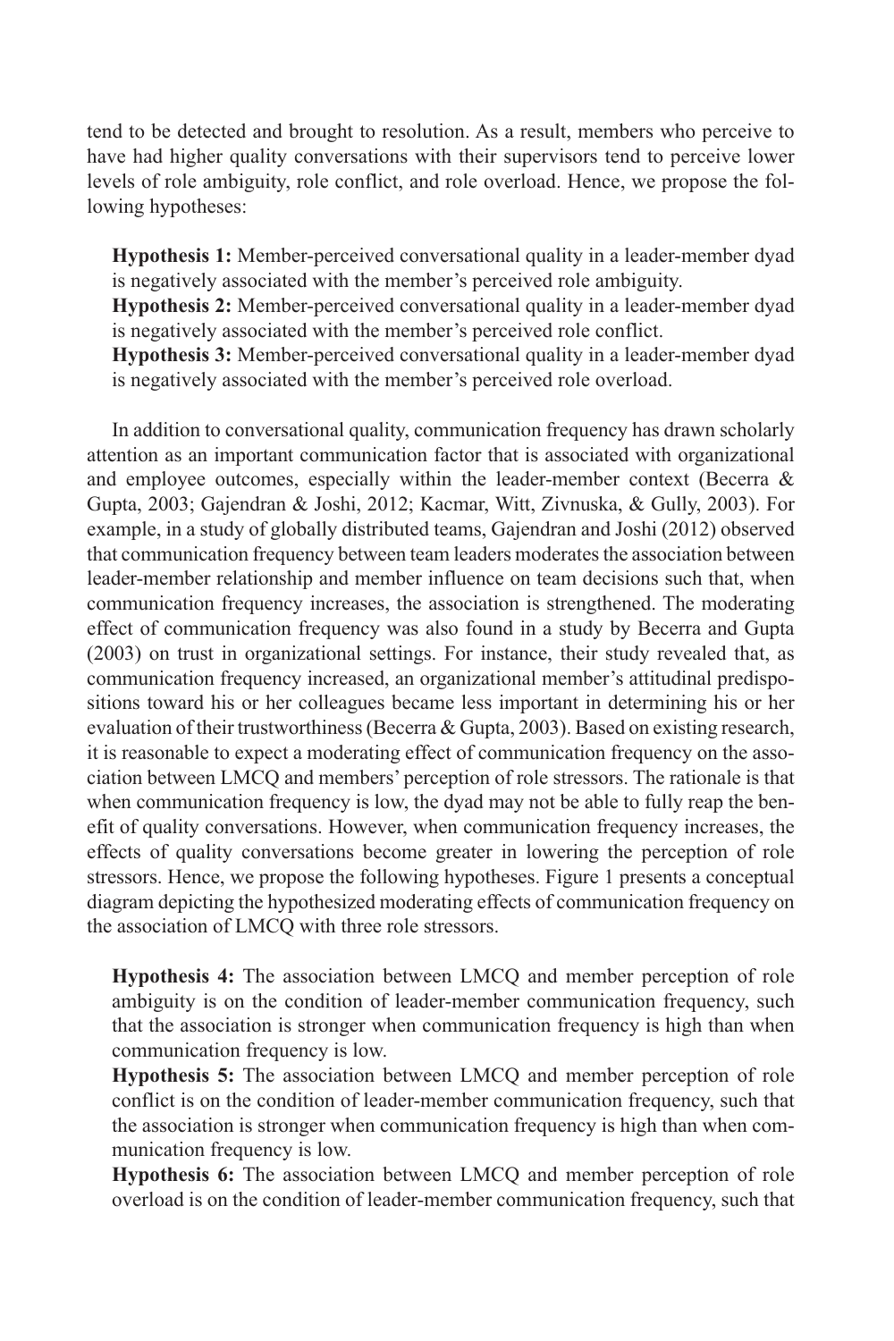tend to be detected and brought to resolution. As a result, members who perceive to have had higher quality conversations with their supervisors tend to perceive lower levels of role ambiguity, role conflict, and role overload. Hence, we propose the following hypotheses:

**Hypothesis 1:** Member-perceived conversational quality in a leader-member dyad is negatively associated with the member's perceived role ambiguity.
**Hypothesis 2:** Member-perceived conversational quality in a leader-member dyad is negatively associated with the member's perceived role conflict.
**Hypothesis 3:** Member-perceived conversational quality in a leader-member dyad is negatively associated with the member's perceived role overload.

In addition to conversational quality, communication frequency has drawn scholarly attention as an important communication factor that is associated with organizational and employee outcomes, especially within the leader-member context (Becerra & Gupta, 2003; Gajendran & Joshi, 2012; Kacmar, Witt, Zivnuska, & Gully, 2003). For example, in a study of globally distributed teams, Gajendran and Joshi (2012) observed that communication frequency between team leaders moderates the association between leader-member relationship and member influence on team decisions such that, when communication frequency increases, the association is strengthened. The moderating effect of communication frequency was also found in a study by Becerra and Gupta (2003) on trust in organizational settings. For instance, their study revealed that, as communication frequency increased, an organizational member's attitudinal predispositions toward his or her colleagues became less important in determining his or her evaluation of their trustworthiness (Becerra & Gupta, 2003). Based on existing research, it is reasonable to expect a moderating effect of communication frequency on the association between LMCQ and members' perception of role stressors. The rationale is that when communication frequency is low, the dyad may not be able to fully reap the benefit of quality conversations. However, when communication frequency increases, the effects of quality conversations become greater in lowering the perception of role stressors. Hence, we propose the following hypotheses. Figure 1 presents a conceptual diagram depicting the hypothesized moderating effects of communication frequency on the association of LMCQ with three role stressors.

**Hypothesis 4:** The association between LMCQ and member perception of role ambiguity is on the condition of leader-member communication frequency, such that the association is stronger when communication frequency is high than when communication frequency is low.
**Hypothesis 5:** The association between LMCQ and member perception of role conflict is on the condition of leader-member communication frequency, such that the association is stronger when communication frequency is high than when communication frequency is low.
**Hypothesis 6:** The association between LMCQ and member perception of role overload is on the condition of leader-member communication frequency, such that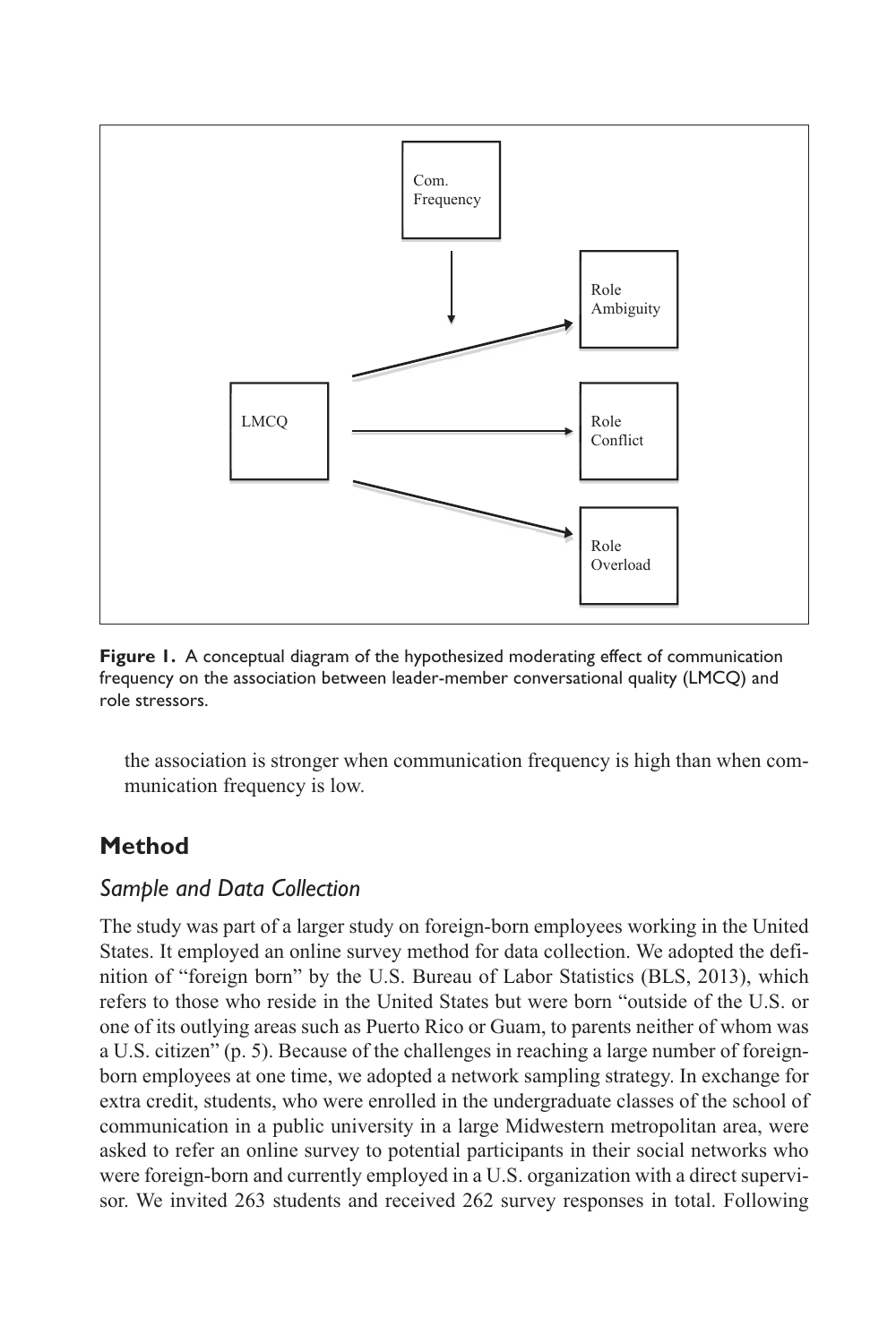Com. Frequency

Role Ambiguity

LMCQ

Role Conflict

Role Overload

**Figure 1.** A conceptual diagram of the hypothesized moderating effect of communication frequency on the association between leader-member conversational quality (LMCQ) and role stressors.

the association is stronger when communication frequency is high than when communication frequency is low.

## Method

### *Sample and Data Collection*

The study was part of a larger study on foreign-born employees working in the United States. It employed an online survey method for data collection. We adopted the definition of "foreign born" by the U.S. Bureau of Labor Statistics (BLS, 2013), which refers to those who reside in the United States but were born "outside of the U.S. or one of its outlying areas such as Puerto Rico or Guam, to parents neither of whom was a U.S. citizen" (p. 5). Because of the challenges in reaching a large number of foreign-born employees at one time, we adopted a network sampling strategy. In exchange for extra credit, students, who were enrolled in the undergraduate classes of the school of communication in a public university in a large Midwestern metropolitan area, were asked to refer an online survey to potential participants in their social networks who were foreign-born and currently employed in a U.S. organization with a direct supervisor. We invited 263 students and received 262 survey responses in total. Following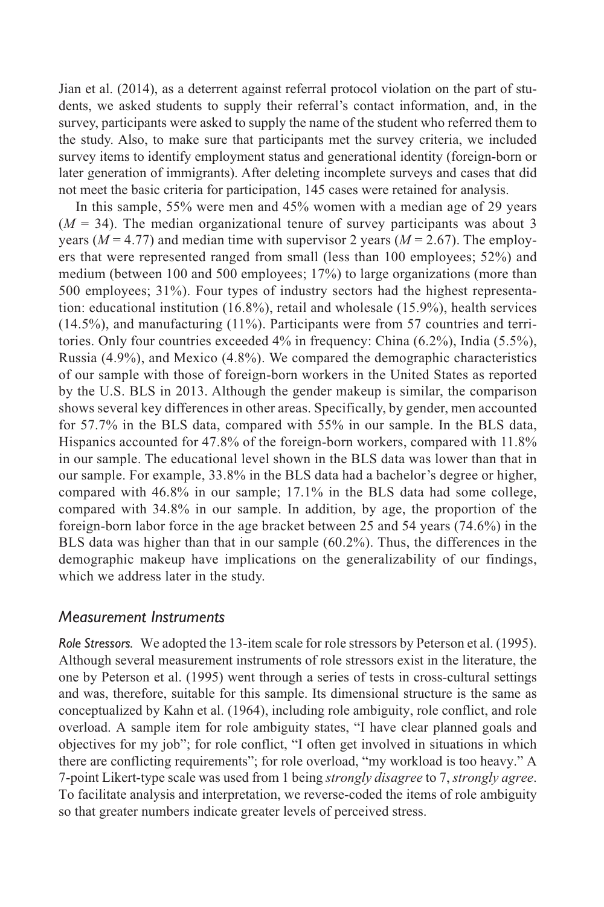Jian et al. (2014), as a deterrent against referral protocol violation on the part of students, we asked students to supply their referral's contact information, and, in the survey, participants were asked to supply the name of the student who referred them to the study. Also, to make sure that participants met the survey criteria, we included survey items to identify employment status and generational identity (foreign-born or later generation of immigrants). After deleting incomplete surveys and cases that did not meet the basic criteria for participation, 145 cases were retained for analysis.

In this sample, 55% were men and 45% women with a median age of 29 years ($M$ = 34). The median organizational tenure of survey participants was about 3 years ($M$ = 4.77) and median time with supervisor 2 years ($M$ = 2.67). The employers that were represented ranged from small (less than 100 employees; 52%) and medium (between 100 and 500 employees; 17%) to large organizations (more than 500 employees; 31%). Four types of industry sectors had the highest representation: educational institution (16.8%), retail and wholesale (15.9%), health services (14.5%), and manufacturing (11%). Participants were from 57 countries and territories. Only four countries exceeded 4% in frequency: China (6.2%), India (5.5%), Russia (4.9%), and Mexico (4.8%). We compared the demographic characteristics of our sample with those of foreign-born workers in the United States as reported by the U.S. BLS in 2013. Although the gender makeup is similar, the comparison shows several key differences in other areas. Specifically, by gender, men accounted for 57.7% in the BLS data, compared with 55% in our sample. In the BLS data, Hispanics accounted for 47.8% of the foreign-born workers, compared with 11.8% in our sample. The educational level shown in the BLS data was lower than that in our sample. For example, 33.8% in the BLS data had a bachelor's degree or higher, compared with 46.8% in our sample; 17.1% in the BLS data had some college, compared with 34.8% in our sample. In addition, by age, the proportion of the foreign-born labor force in the age bracket between 25 and 54 years (74.6%) in the BLS data was higher than that in our sample (60.2%). Thus, the differences in the demographic makeup have implications on the generalizability of our findings, which we address later in the study.

## Measurement Instruments

*Role Stressors.* We adopted the 13-item scale for role stressors by Peterson et al. (1995). Although several measurement instruments of role stressors exist in the literature, the one by Peterson et al. (1995) went through a series of tests in cross-cultural settings and was, therefore, suitable for this sample. Its dimensional structure is the same as conceptualized by Kahn et al. (1964), including role ambiguity, role conflict, and role overload. A sample item for role ambiguity states, "I have clear planned goals and objectives for my job"; for role conflict, "I often get involved in situations in which there are conflicting requirements"; for role overload, "my workload is too heavy." A 7-point Likert-type scale was used from 1 being *strongly disagree* to 7, *strongly agree*. To facilitate analysis and interpretation, we reverse-coded the items of role ambiguity so that greater numbers indicate greater levels of perceived stress.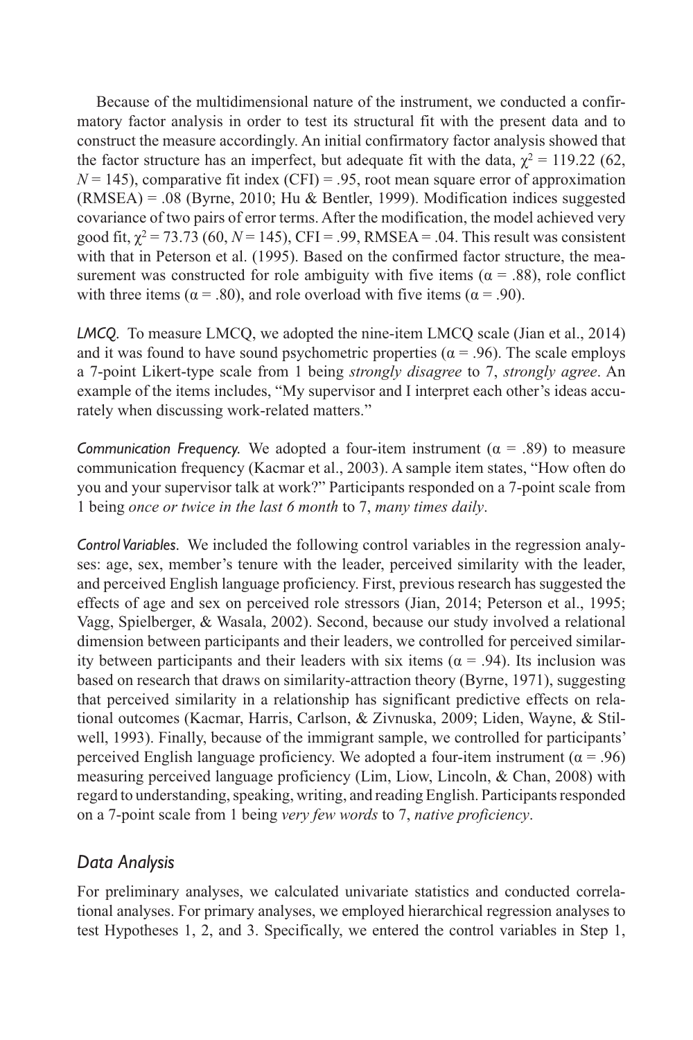Because of the multidimensional nature of the instrument, we conducted a confirmatory factor analysis in order to test its structural fit with the present data and to construct the measure accordingly. An initial confirmatory factor analysis showed that the factor structure has an imperfect, but adequate fit with the data, $\chi^2 = 119.22$ (62, $N = 145$), comparative fit index (CFI) = .95, root mean square error of approximation (RMSEA) = .08 (Byrne, 2010; Hu & Bentler, 1999). Modification indices suggested covariance of two pairs of error terms. After the modification, the model achieved very good fit, $\chi^2 = 73.73$ (60, $N = 145$), CFI = .99, RMSEA = .04. This result was consistent with that in Peterson et al. (1995). Based on the confirmed factor structure, the measurement was constructed for role ambiguity with five items ($\alpha = .88$), role conflict with three items ($\alpha = .80$), and role overload with five items ($\alpha = .90$).

*LMCQ.* To measure LMCQ, we adopted the nine-item LMCQ scale (Jian et al., 2014) and it was found to have sound psychometric properties ($\alpha = .96$). The scale employs a 7-point Likert-type scale from 1 being *strongly disagree* to 7, *strongly agree*. An example of the items includes, "My supervisor and I interpret each other's ideas accurately when discussing work-related matters."

*Communication Frequency.* We adopted a four-item instrument ($\alpha = .89$) to measure communication frequency (Kacmar et al., 2003). A sample item states, "How often do you and your supervisor talk at work?" Participants responded on a 7-point scale from 1 being *once or twice in the last 6 month* to 7, *many times daily*.

*Control Variables.* We included the following control variables in the regression analyses: age, sex, member's tenure with the leader, perceived similarity with the leader, and perceived English language proficiency. First, previous research has suggested the effects of age and sex on perceived role stressors (Jian, 2014; Peterson et al., 1995; Vagg, Spielberger, & Wasala, 2002). Second, because our study involved a relational dimension between participants and their leaders, we controlled for perceived similarity between participants and their leaders with six items ($\alpha = .94$). Its inclusion was based on research that draws on similarity-attraction theory (Byrne, 1971), suggesting that perceived similarity in a relationship has significant predictive effects on relational outcomes (Kacmar, Harris, Carlson, & Zivnuska, 2009; Liden, Wayne, & Stilwell, 1993). Finally, because of the immigrant sample, we controlled for participants' perceived English language proficiency. We adopted a four-item instrument ($\alpha = .96$) measuring perceived language proficiency (Lim, Liow, Lincoln, & Chan, 2008) with regard to understanding, speaking, writing, and reading English. Participants responded on a 7-point scale from 1 being *very few words* to 7, *native proficiency*.

## Data Analysis

For preliminary analyses, we calculated univariate statistics and conducted correlational analyses. For primary analyses, we employed hierarchical regression analyses to test Hypotheses 1, 2, and 3. Specifically, we entered the control variables in Step 1,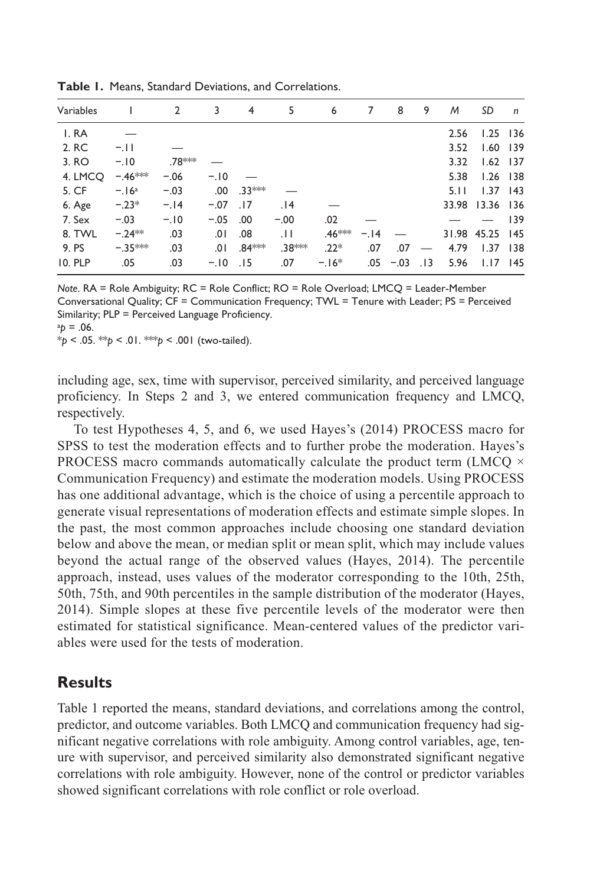**Table 1.** Means, Standard Deviations, and Correlations.

| Variables | 1 | 2 | 3 | 4 | 5 | 6 | 7 | 8 | 9 | *M* | *SD* | *n* |
|---|---|---|---|---|---|---|---|---|---|---|---|---|
| 1. RA | — | | | | | | | | | 2.56 | 1.25 | 136 |
| 2. RC | −.11 | — | | | | | | | | 3.52 | 1.60 | 139 |
| 3. RO | −.10 | .78*** | — | | | | | | | 3.32 | 1.62 | 137 |
| 4. LMCQ | −.46*** | −.06 | −.10 | — | | | | | | 5.38 | 1.26 | 138 |
| 5. CF | −.16[a] | −.03 | .00 | .33*** | — | | | | | 5.11 | 1.37 | 143 |
| 6. Age | −.23* | −.14 | −.07 | .17 | .14 | — | | | | 33.98 | 13.36 | 136 |
| 7. Sex | −.03 | −.10 | −.05 | .00 | −.00 | .02 | — | | | — | — | 139 |
| 8. TWL | −.24** | .03 | .01 | .08 | .11 | .46*** | −.14 | — | | 31.98 | 45.25 | 145 |
| 9. PS | −.35*** | .03 | .01 | .84*** | .38*** | .22* | .07 | .07 | — | 4.79 | 1.37 | 138 |
| 10. PLP | .05 | .03 | −.10 | .15 | .07 | −.16* | .05 | −.03 | .13 | 5.96 | 1.17 | 145 |

*Note*. RA = Role Ambiguity; RC = Role Conflict; RO = Role Overload; LMCQ = Leader-Member Conversational Quality; CF = Communication Frequency; TWL = Tenure with Leader; PS = Perceived Similarity; PLP = Perceived Language Proficiency.
[a]$p = .06$.
*$p < .05$. **$p < .01$. ***$p < .001$ (two-tailed).

including age, sex, time with supervisor, perceived similarity, and perceived language proficiency. In Steps 2 and 3, we entered communication frequency and LMCQ, respectively.

To test Hypotheses 4, 5, and 6, we used Hayes's (2014) PROCESS macro for SPSS to test the moderation effects and to further probe the moderation. Hayes's PROCESS macro commands automatically calculate the product term (LMCQ × Communication Frequency) and estimate the moderation models. Using PROCESS has one additional advantage, which is the choice of using a percentile approach to generate visual representations of moderation effects and estimate simple slopes. In the past, the most common approaches include choosing one standard deviation below and above the mean, or median split or mean split, which may include values beyond the actual range of the observed values (Hayes, 2014). The percentile approach, instead, uses values of the moderator corresponding to the 10th, 25th, 50th, 75th, and 90th percentiles in the sample distribution of the moderator (Hayes, 2014). Simple slopes at these five percentile levels of the moderator were then estimated for statistical significance. Mean-centered values of the predictor variables were used for the tests of moderation.

## Results

Table 1 reported the means, standard deviations, and correlations among the control, predictor, and outcome variables. Both LMCQ and communication frequency had significant negative correlations with role ambiguity. Among control variables, age, tenure with supervisor, and perceived similarity also demonstrated significant negative correlations with role ambiguity. However, none of the control or predictor variables showed significant correlations with role conflict or role overload.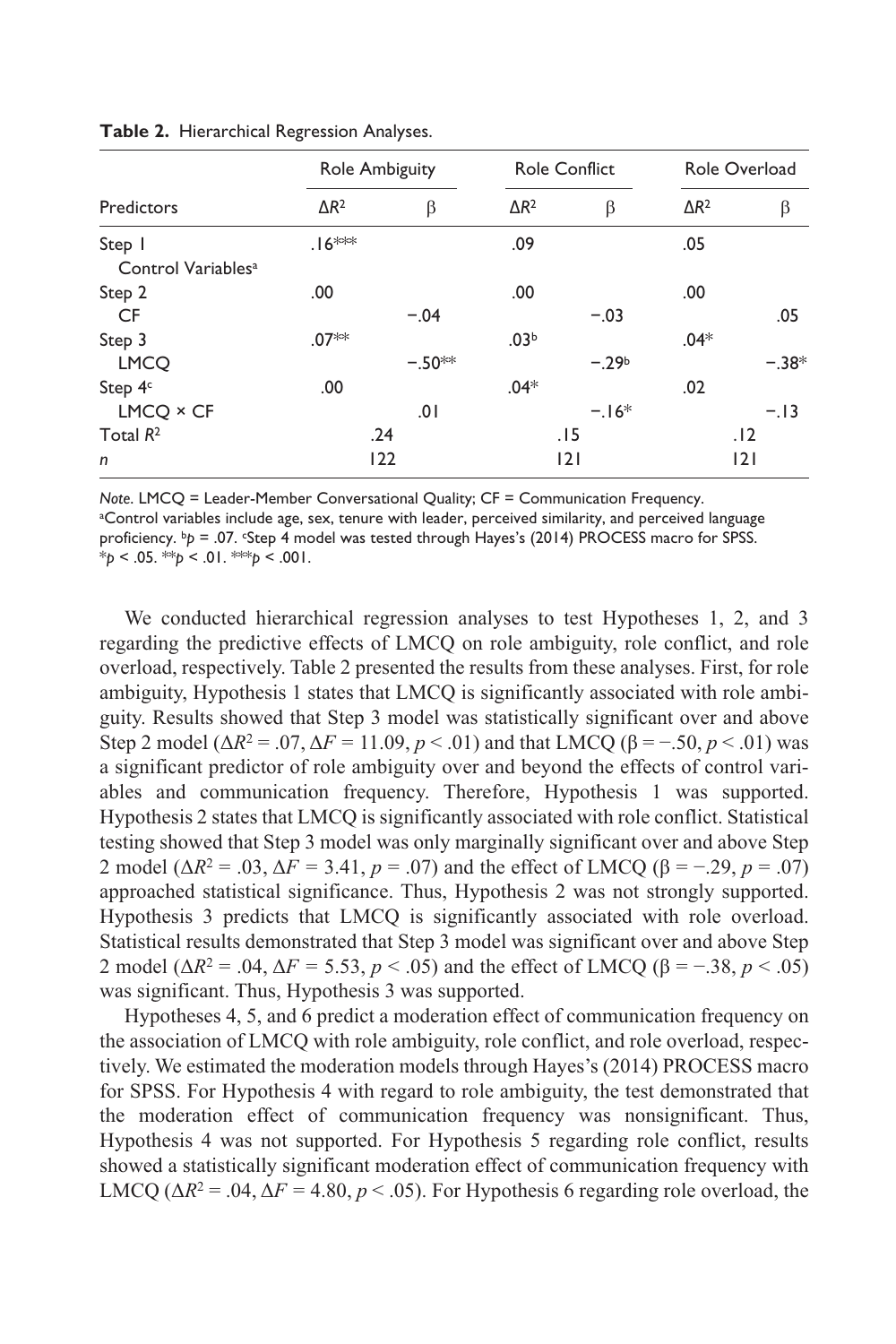**Table 2.** Hierarchical Regression Analyses.

| Predictors | Role Ambiguity | | Role Conflict | | Role Overload | |
|---|---|---|---|---|---|---|
| | $\Delta R^2$ | β | $\Delta R^2$ | β | $\Delta R^2$ | β |
| Step 1 | .16*** | | .09 | | .05 | |
| Control Variables[a] | | | | | | |
| Step 2 | .00 | | .00 | | .00 | |
| CF | | −.04 | | −.03 | | .05 |
| Step 3 | .07** | | .03[b] | | .04* | |
| LMCQ | | −.50** | | −.29[b] | | −.38* |
| Step 4[c] | .00 | | .04* | | .02 | |
| LMCQ × CF | | .01 | | −.16* | | −.13 |
| Total $R^2$ | .24 | | .15 | | .12 | |
| *n* | 122 | | 121 | | 121 | |

*Note.* LMCQ = Leader-Member Conversational Quality; CF = Communication Frequency.
[a]Control variables include age, sex, tenure with leader, perceived similarity, and perceived language proficiency. [b]$p = .07$. [c]Step 4 model was tested through Hayes's (2014) PROCESS macro for SPSS.
*$p < .05$. **$p < .01$. ***$p < .001$.

We conducted hierarchical regression analyses to test Hypotheses 1, 2, and 3 regarding the predictive effects of LMCQ on role ambiguity, role conflict, and role overload, respectively. Table 2 presented the results from these analyses. First, for role ambiguity, Hypothesis 1 states that LMCQ is significantly associated with role ambiguity. Results showed that Step 3 model was statistically significant over and above Step 2 model ($\Delta R^2 = .07$, $\Delta F = 11.09$, $p < .01$) and that LMCQ ($\beta = -.50$, $p < .01$) was a significant predictor of role ambiguity over and beyond the effects of control variables and communication frequency. Therefore, Hypothesis 1 was supported. Hypothesis 2 states that LMCQ is significantly associated with role conflict. Statistical testing showed that Step 3 model was only marginally significant over and above Step 2 model ($\Delta R^2 = .03$, $\Delta F = 3.41$, $p = .07$) and the effect of LMCQ ($\beta = -.29$, $p = .07$) approached statistical significance. Thus, Hypothesis 2 was not strongly supported. Hypothesis 3 predicts that LMCQ is significantly associated with role overload. Statistical results demonstrated that Step 3 model was significant over and above Step 2 model ($\Delta R^2 = .04$, $\Delta F = 5.53$, $p < .05$) and the effect of LMCQ ($\beta = -.38$, $p < .05$) was significant. Thus, Hypothesis 3 was supported.

Hypotheses 4, 5, and 6 predict a moderation effect of communication frequency on the association of LMCQ with role ambiguity, role conflict, and role overload, respectively. We estimated the moderation models through Hayes's (2014) PROCESS macro for SPSS. For Hypothesis 4 with regard to role ambiguity, the test demonstrated that the moderation effect of communication frequency was nonsignificant. Thus, Hypothesis 4 was not supported. For Hypothesis 5 regarding role conflict, results showed a statistically significant moderation effect of communication frequency with LMCQ ($\Delta R^2 = .04$, $\Delta F = 4.80$, $p < .05$). For Hypothesis 6 regarding role overload, the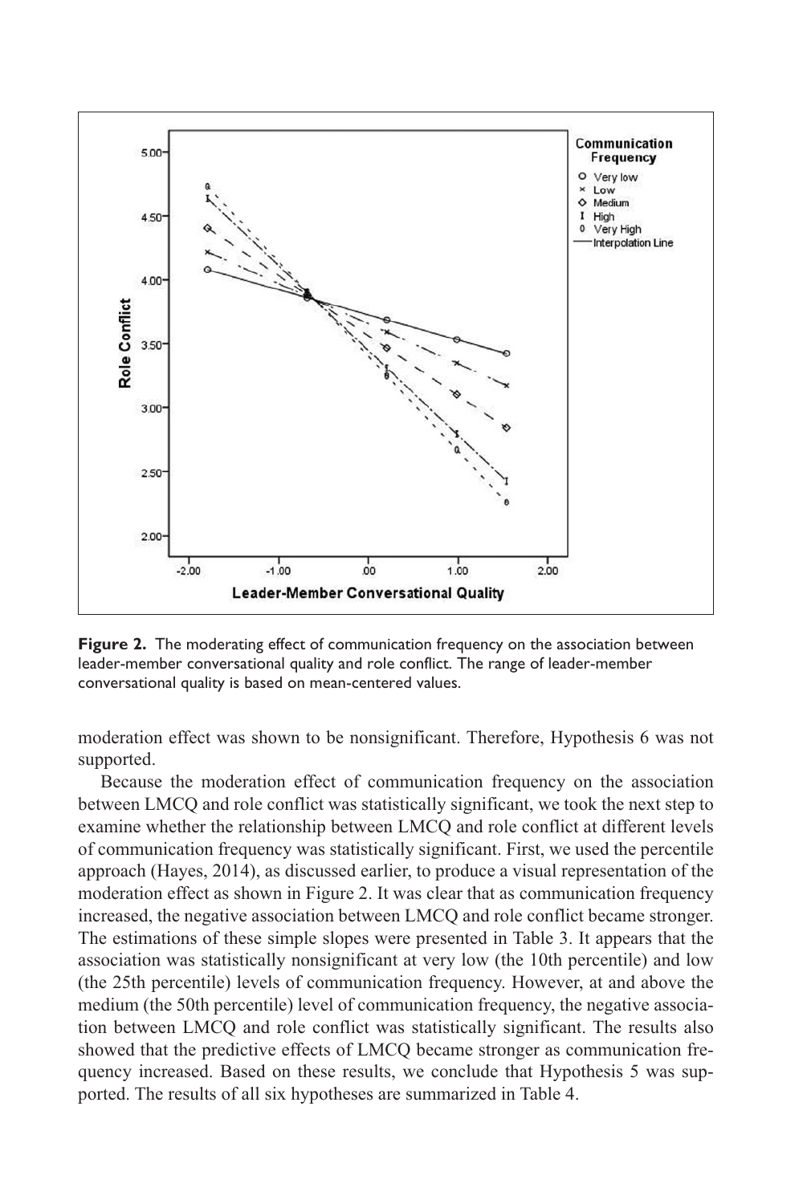**Figure 2.** The moderating effect of communication frequency on the association between leader-member conversational quality and role conflict. The range of leader-member conversational quality is based on mean-centered values.

moderation effect was shown to be nonsignificant. Therefore, Hypothesis 6 was not supported.

Because the moderation effect of communication frequency on the association between LMCQ and role conflict was statistically significant, we took the next step to examine whether the relationship between LMCQ and role conflict at different levels of communication frequency was statistically significant. First, we used the percentile approach (Hayes, 2014), as discussed earlier, to produce a visual representation of the moderation effect as shown in Figure 2. It was clear that as communication frequency increased, the negative association between LMCQ and role conflict became stronger. The estimations of these simple slopes were presented in Table 3. It appears that the association was statistically nonsignificant at very low (the 10th percentile) and low (the 25th percentile) levels of communication frequency. However, at and above the medium (the 50th percentile) level of communication frequency, the negative association between LMCQ and role conflict was statistically significant. The results also showed that the predictive effects of LMCQ became stronger as communication frequency increased. Based on these results, we conclude that Hypothesis 5 was supported. The results of all six hypotheses are summarized in Table 4.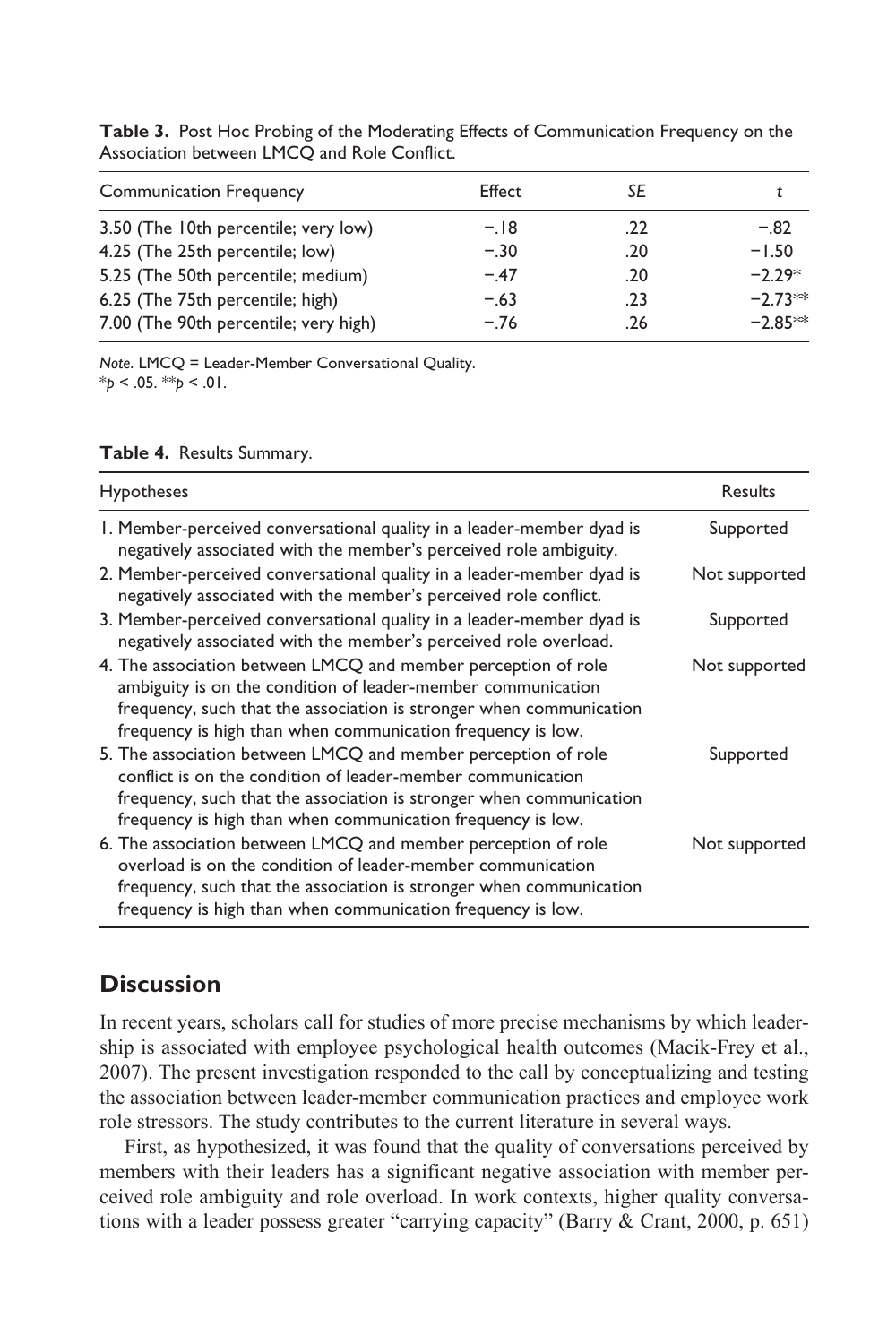**Table 3.** Post Hoc Probing of the Moderating Effects of Communication Frequency on the Association between LMCQ and Role Conflict.

| Communication Frequency | Effect | *SE* | *t* |
|---|---|---|---|
| 3.50 (The 10th percentile; very low) | −.18 | .22 | −.82 |
| 4.25 (The 25th percentile; low) | −.30 | .20 | −1.50 |
| 5.25 (The 50th percentile; medium) | −.47 | .20 | −2.29* |
| 6.25 (The 75th percentile; high) | −.63 | .23 | −2.73** |
| 7.00 (The 90th percentile; very high) | −.76 | .26 | −2.85** |

*Note*. LMCQ = Leader-Member Conversational Quality.
*$p < .05$. **$p < .01$.

**Table 4.** Results Summary.

| Hypotheses | Results |
|---|---|
| 1. Member-perceived conversational quality in a leader-member dyad is negatively associated with the member's perceived role ambiguity. | Supported |
| 2. Member-perceived conversational quality in a leader-member dyad is negatively associated with the member's perceived role conflict. | Not supported |
| 3. Member-perceived conversational quality in a leader-member dyad is negatively associated with the member's perceived role overload. | Supported |
| 4. The association between LMCQ and member perception of role ambiguity is on the condition of leader-member communication frequency, such that the association is stronger when communication frequency is high than when communication frequency is low. | Not supported |
| 5. The association between LMCQ and member perception of role conflict is on the condition of leader-member communication frequency, such that the association is stronger when communication frequency is high than when communication frequency is low. | Supported |
| 6. The association between LMCQ and member perception of role overload is on the condition of leader-member communication frequency, such that the association is stronger when communication frequency is high than when communication frequency is low. | Not supported |

## Discussion

In recent years, scholars call for studies of more precise mechanisms by which leadership is associated with employee psychological health outcomes (Macik-Frey et al., 2007). The present investigation responded to the call by conceptualizing and testing the association between leader-member communication practices and employee work role stressors. The study contributes to the current literature in several ways.

First, as hypothesized, it was found that the quality of conversations perceived by members with their leaders has a significant negative association with member perceived role ambiguity and role overload. In work contexts, higher quality conversations with a leader possess greater "carrying capacity" (Barry & Crant, 2000, p. 651)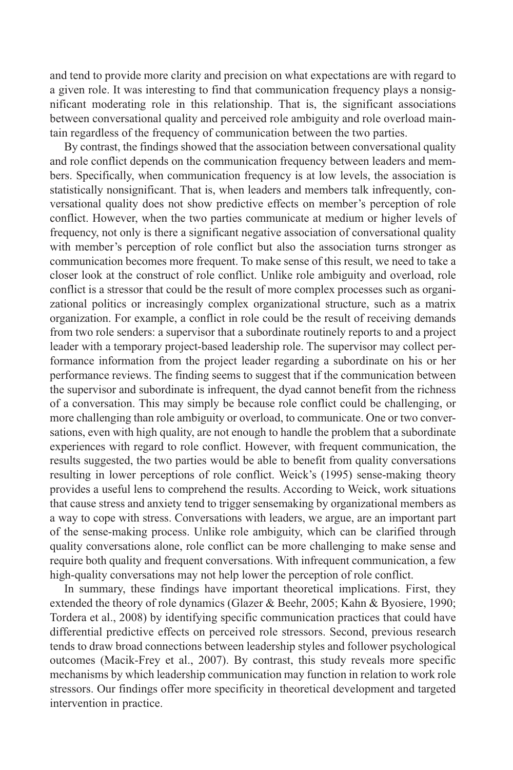and tend to provide more clarity and precision on what expectations are with regard to a given role. It was interesting to find that communication frequency plays a nonsignificant moderating role in this relationship. That is, the significant associations between conversational quality and perceived role ambiguity and role overload maintain regardless of the frequency of communication between the two parties.

By contrast, the findings showed that the association between conversational quality and role conflict depends on the communication frequency between leaders and members. Specifically, when communication frequency is at low levels, the association is statistically nonsignificant. That is, when leaders and members talk infrequently, conversational quality does not show predictive effects on member's perception of role conflict. However, when the two parties communicate at medium or higher levels of frequency, not only is there a significant negative association of conversational quality with member's perception of role conflict but also the association turns stronger as communication becomes more frequent. To make sense of this result, we need to take a closer look at the construct of role conflict. Unlike role ambiguity and overload, role conflict is a stressor that could be the result of more complex processes such as organizational politics or increasingly complex organizational structure, such as a matrix organization. For example, a conflict in role could be the result of receiving demands from two role senders: a supervisor that a subordinate routinely reports to and a project leader with a temporary project-based leadership role. The supervisor may collect performance information from the project leader regarding a subordinate on his or her performance reviews. The finding seems to suggest that if the communication between the supervisor and subordinate is infrequent, the dyad cannot benefit from the richness of a conversation. This may simply be because role conflict could be challenging, or more challenging than role ambiguity or overload, to communicate. One or two conversations, even with high quality, are not enough to handle the problem that a subordinate experiences with regard to role conflict. However, with frequent communication, the results suggested, the two parties would be able to benefit from quality conversations resulting in lower perceptions of role conflict. Weick's (1995) sense-making theory provides a useful lens to comprehend the results. According to Weick, work situations that cause stress and anxiety tend to trigger sensemaking by organizational members as a way to cope with stress. Conversations with leaders, we argue, are an important part of the sense-making process. Unlike role ambiguity, which can be clarified through quality conversations alone, role conflict can be more challenging to make sense and require both quality and frequent conversations. With infrequent communication, a few high-quality conversations may not help lower the perception of role conflict.

In summary, these findings have important theoretical implications. First, they extended the theory of role dynamics (Glazer & Beehr, 2005; Kahn & Byosiere, 1990; Tordera et al., 2008) by identifying specific communication practices that could have differential predictive effects on perceived role stressors. Second, previous research tends to draw broad connections between leadership styles and follower psychological outcomes (Macik-Frey et al., 2007). By contrast, this study reveals more specific mechanisms by which leadership communication may function in relation to work role stressors. Our findings offer more specificity in theoretical development and targeted intervention in practice.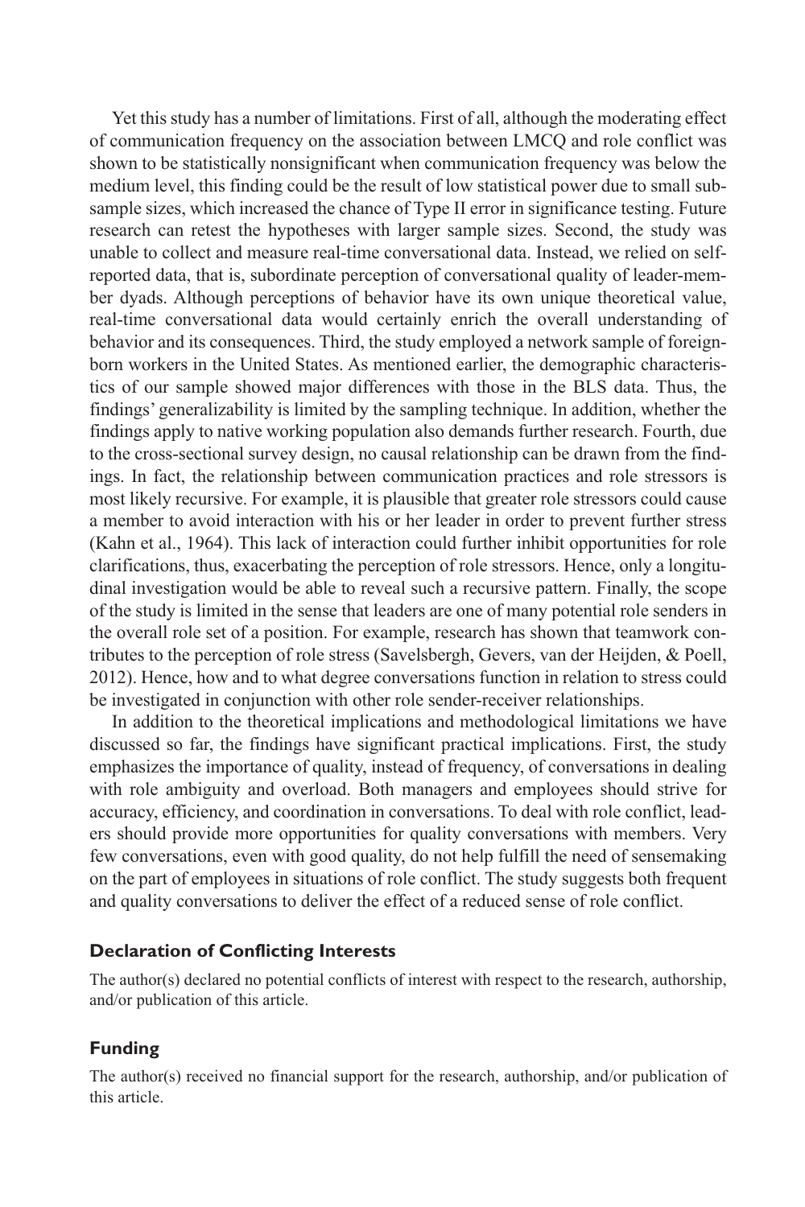Yet this study has a number of limitations. First of all, although the moderating effect of communication frequency on the association between LMCQ and role conflict was shown to be statistically nonsignificant when communication frequency was below the medium level, this finding could be the result of low statistical power due to small subsample sizes, which increased the chance of Type II error in significance testing. Future research can retest the hypotheses with larger sample sizes. Second, the study was unable to collect and measure real-time conversational data. Instead, we relied on self-reported data, that is, subordinate perception of conversational quality of leader-member dyads. Although perceptions of behavior have its own unique theoretical value, real-time conversational data would certainly enrich the overall understanding of behavior and its consequences. Third, the study employed a network sample of foreign-born workers in the United States. As mentioned earlier, the demographic characteristics of our sample showed major differences with those in the BLS data. Thus, the findings' generalizability is limited by the sampling technique. In addition, whether the findings apply to native working population also demands further research. Fourth, due to the cross-sectional survey design, no causal relationship can be drawn from the findings. In fact, the relationship between communication practices and role stressors is most likely recursive. For example, it is plausible that greater role stressors could cause a member to avoid interaction with his or her leader in order to prevent further stress (Kahn et al., 1964). This lack of interaction could further inhibit opportunities for role clarifications, thus, exacerbating the perception of role stressors. Hence, only a longitudinal investigation would be able to reveal such a recursive pattern. Finally, the scope of the study is limited in the sense that leaders are one of many potential role senders in the overall role set of a position. For example, research has shown that teamwork contributes to the perception of role stress (Savelsbergh, Gevers, van der Heijden, & Poell, 2012). Hence, how and to what degree conversations function in relation to stress could be investigated in conjunction with other role sender-receiver relationships.

In addition to the theoretical implications and methodological limitations we have discussed so far, the findings have significant practical implications. First, the study emphasizes the importance of quality, instead of frequency, of conversations in dealing with role ambiguity and overload. Both managers and employees should strive for accuracy, efficiency, and coordination in conversations. To deal with role conflict, leaders should provide more opportunities for quality conversations with members. Very few conversations, even with good quality, do not help fulfill the need of sensemaking on the part of employees in situations of role conflict. The study suggests both frequent and quality conversations to deliver the effect of a reduced sense of role conflict.

## Declaration of Conflicting Interests

The author(s) declared no potential conflicts of interest with respect to the research, authorship, and/or publication of this article.

## Funding

The author(s) received no financial support for the research, authorship, and/or publication of this article.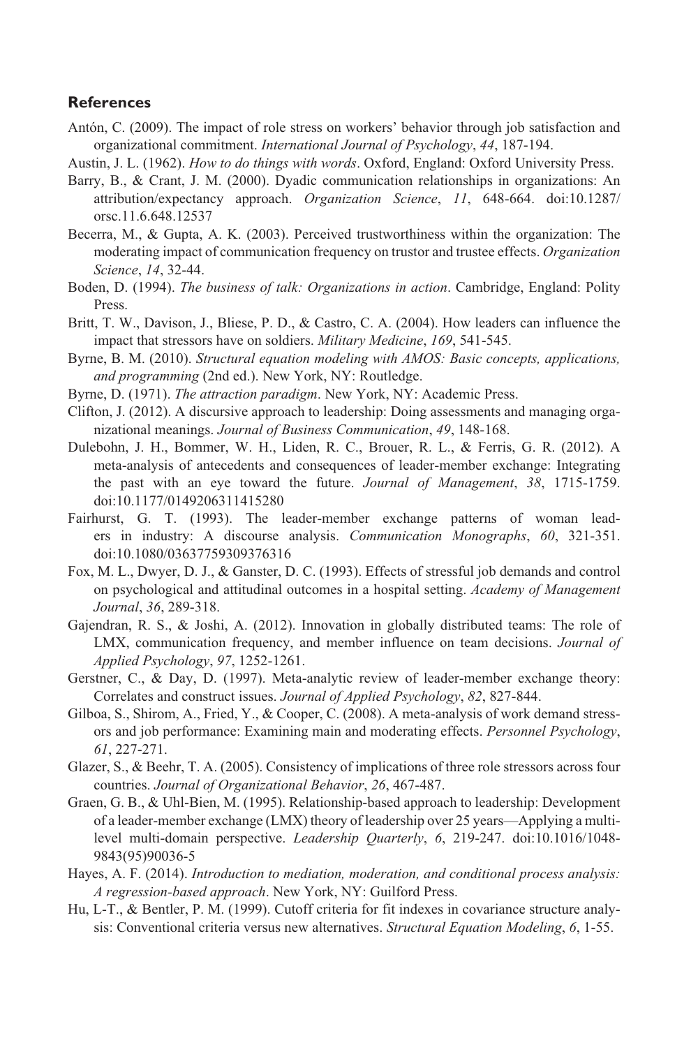## References

Antón, C. (2009). The impact of role stress on workers' behavior through job satisfaction and organizational commitment. *International Journal of Psychology*, *44*, 187-194.

Austin, J. L. (1962). *How to do things with words*. Oxford, England: Oxford University Press.

Barry, B., & Crant, J. M. (2000). Dyadic communication relationships in organizations: An attribution/expectancy approach. *Organization Science*, *11*, 648-664. doi:10.1287/orsc.11.6.648.12537

Becerra, M., & Gupta, A. K. (2003). Perceived trustworthiness within the organization: The moderating impact of communication frequency on trustor and trustee effects. *Organization Science*, *14*, 32-44.

Boden, D. (1994). *The business of talk: Organizations in action*. Cambridge, England: Polity Press.

Britt, T. W., Davison, J., Bliese, P. D., & Castro, C. A. (2004). How leaders can influence the impact that stressors have on soldiers. *Military Medicine*, *169*, 541-545.

Byrne, B. M. (2010). *Structural equation modeling with AMOS: Basic concepts, applications, and programming* (2nd ed.). New York, NY: Routledge.

Byrne, D. (1971). *The attraction paradigm*. New York, NY: Academic Press.

Clifton, J. (2012). A discursive approach to leadership: Doing assessments and managing organizational meanings. *Journal of Business Communication*, *49*, 148-168.

Dulebohn, J. H., Bommer, W. H., Liden, R. C., Brouer, R. L., & Ferris, G. R. (2012). A meta-analysis of antecedents and consequences of leader-member exchange: Integrating the past with an eye toward the future. *Journal of Management*, *38*, 1715-1759. doi:10.1177/0149206311415280

Fairhurst, G. T. (1993). The leader-member exchange patterns of woman leaders in industry: A discourse analysis. *Communication Monographs*, *60*, 321-351. doi:10.1080/03637759309376316

Fox, M. L., Dwyer, D. J., & Ganster, D. C. (1993). Effects of stressful job demands and control on psychological and attitudinal outcomes in a hospital setting. *Academy of Management Journal*, *36*, 289-318.

Gajendran, R. S., & Joshi, A. (2012). Innovation in globally distributed teams: The role of LMX, communication frequency, and member influence on team decisions. *Journal of Applied Psychology*, *97*, 1252-1261.

Gerstner, C., & Day, D. (1997). Meta-analytic review of leader-member exchange theory: Correlates and construct issues. *Journal of Applied Psychology*, *82*, 827-844.

Gilboa, S., Shirom, A., Fried, Y., & Cooper, C. (2008). A meta-analysis of work demand stressors and job performance: Examining main and moderating effects. *Personnel Psychology*, *61*, 227-271.

Glazer, S., & Beehr, T. A. (2005). Consistency of implications of three role stressors across four countries. *Journal of Organizational Behavior*, *26*, 467-487.

Graen, G. B., & Uhl-Bien, M. (1995). Relationship-based approach to leadership: Development of a leader-member exchange (LMX) theory of leadership over 25 years—Applying a multi-level multi-domain perspective. *Leadership Quarterly*, *6*, 219-247. doi:10.1016/1048-9843(95)90036-5

Hayes, A. F. (2014). *Introduction to mediation, moderation, and conditional process analysis: A regression-based approach*. New York, NY: Guilford Press.

Hu, L-T., & Bentler, P. M. (1999). Cutoff criteria for fit indexes in covariance structure analysis: Conventional criteria versus new alternatives. *Structural Equation Modeling*, *6*, 1-55.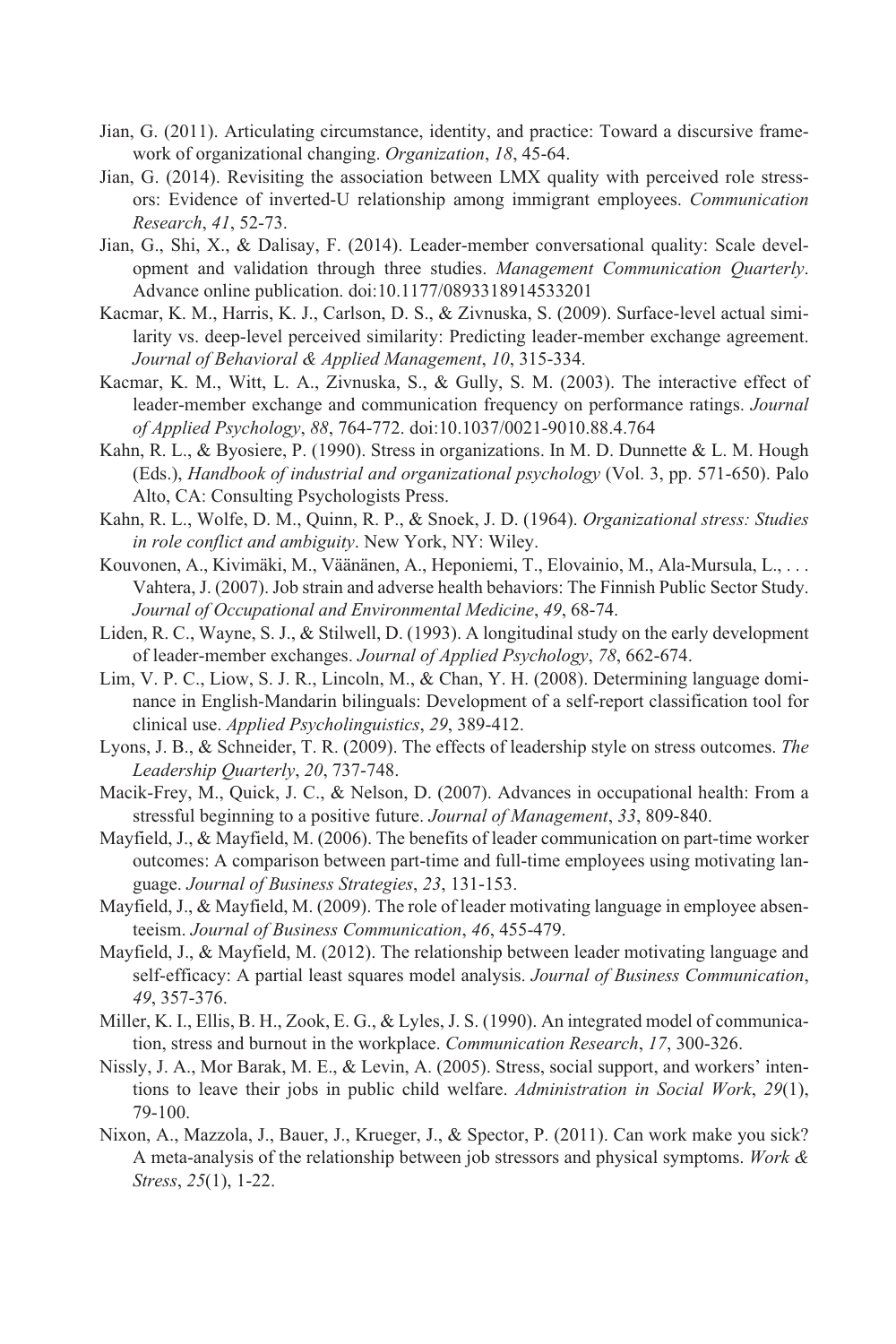Jian, G. (2011). Articulating circumstance, identity, and practice: Toward a discursive framework of organizational changing. *Organization*, *18*, 45-64.

Jian, G. (2014). Revisiting the association between LMX quality with perceived role stressors: Evidence of inverted-U relationship among immigrant employees. *Communication Research*, *41*, 52-73.

Jian, G., Shi, X., & Dalisay, F. (2014). Leader-member conversational quality: Scale development and validation through three studies. *Management Communication Quarterly*. Advance online publication. doi:10.1177/0893318914533201

Kacmar, K. M., Harris, K. J., Carlson, D. S., & Zivnuska, S. (2009). Surface-level actual similarity vs. deep-level perceived similarity: Predicting leader-member exchange agreement. *Journal of Behavioral & Applied Management*, *10*, 315-334.

Kacmar, K. M., Witt, L. A., Zivnuska, S., & Gully, S. M. (2003). The interactive effect of leader-member exchange and communication frequency on performance ratings. *Journal of Applied Psychology*, *88*, 764-772. doi:10.1037/0021-9010.88.4.764

Kahn, R. L., & Byosiere, P. (1990). Stress in organizations. In M. D. Dunnette & L. M. Hough (Eds.), *Handbook of industrial and organizational psychology* (Vol. 3, pp. 571-650). Palo Alto, CA: Consulting Psychologists Press.

Kahn, R. L., Wolfe, D. M., Quinn, R. P., & Snoek, J. D. (1964). *Organizational stress: Studies in role conflict and ambiguity*. New York, NY: Wiley.

Kouvonen, A., Kivimäki, M., Väänänen, A., Heponiemi, T., Elovainio, M., Ala-Mursula, L., . . . Vahtera, J. (2007). Job strain and adverse health behaviors: The Finnish Public Sector Study. *Journal of Occupational and Environmental Medicine*, *49*, 68-74.

Liden, R. C., Wayne, S. J., & Stilwell, D. (1993). A longitudinal study on the early development of leader-member exchanges. *Journal of Applied Psychology*, *78*, 662-674.

Lim, V. P. C., Liow, S. J. R., Lincoln, M., & Chan, Y. H. (2008). Determining language dominance in English-Mandarin bilinguals: Development of a self-report classification tool for clinical use. *Applied Psycholinguistics*, *29*, 389-412.

Lyons, J. B., & Schneider, T. R. (2009). The effects of leadership style on stress outcomes. *The Leadership Quarterly*, *20*, 737-748.

Macik-Frey, M., Quick, J. C., & Nelson, D. (2007). Advances in occupational health: From a stressful beginning to a positive future. *Journal of Management*, *33*, 809-840.

Mayfield, J., & Mayfield, M. (2006). The benefits of leader communication on part-time worker outcomes: A comparison between part-time and full-time employees using motivating language. *Journal of Business Strategies*, *23*, 131-153.

Mayfield, J., & Mayfield, M. (2009). The role of leader motivating language in employee absenteeism. *Journal of Business Communication*, *46*, 455-479.

Mayfield, J., & Mayfield, M. (2012). The relationship between leader motivating language and self-efficacy: A partial least squares model analysis. *Journal of Business Communication*, *49*, 357-376.

Miller, K. I., Ellis, B. H., Zook, E. G., & Lyles, J. S. (1990). An integrated model of communication, stress and burnout in the workplace. *Communication Research*, *17*, 300-326.

Nissly, J. A., Mor Barak, M. E., & Levin, A. (2005). Stress, social support, and workers' intentions to leave their jobs in public child welfare. *Administration in Social Work*, *29*(1), 79-100.

Nixon, A., Mazzola, J., Bauer, J., Krueger, J., & Spector, P. (2011). Can work make you sick? A meta-analysis of the relationship between job stressors and physical symptoms. *Work & Stress*, *25*(1), 1-22.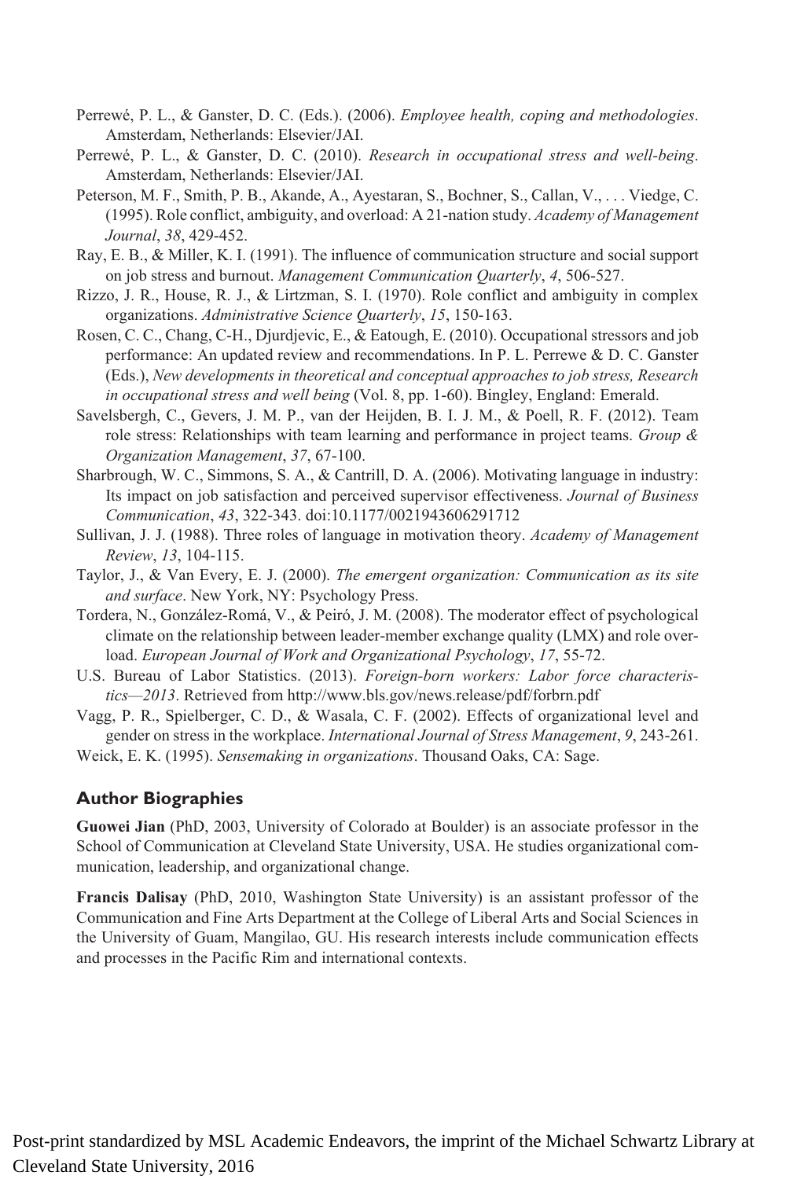Perrewé, P. L., & Ganster, D. C. (Eds.). (2006). *Employee health, coping and methodologies*. Amsterdam, Netherlands: Elsevier/JAI.

Perrewé, P. L., & Ganster, D. C. (2010). *Research in occupational stress and well-being*. Amsterdam, Netherlands: Elsevier/JAI.

Peterson, M. F., Smith, P. B., Akande, A., Ayestaran, S., Bochner, S., Callan, V., . . . Viedge, C. (1995). Role conflict, ambiguity, and overload: A 21-nation study. *Academy of Management Journal*, *38*, 429-452.

Ray, E. B., & Miller, K. I. (1991). The influence of communication structure and social support on job stress and burnout. *Management Communication Quarterly*, *4*, 506-527.

Rizzo, J. R., House, R. J., & Lirtzman, S. I. (1970). Role conflict and ambiguity in complex organizations. *Administrative Science Quarterly*, *15*, 150-163.

Rosen, C. C., Chang, C-H., Djurdjevic, E., & Eatough, E. (2010). Occupational stressors and job performance: An updated review and recommendations. In P. L. Perrewe & D. C. Ganster (Eds.), *New developments in theoretical and conceptual approaches to job stress, Research in occupational stress and well being* (Vol. 8, pp. 1-60). Bingley, England: Emerald.

Savelsbergh, C., Gevers, J. M. P., van der Heijden, B. I. J. M., & Poell, R. F. (2012). Team role stress: Relationships with team learning and performance in project teams. *Group & Organization Management*, *37*, 67-100.

Sharbrough, W. C., Simmons, S. A., & Cantrill, D. A. (2006). Motivating language in industry: Its impact on job satisfaction and perceived supervisor effectiveness. *Journal of Business Communication*, *43*, 322-343. doi:10.1177/0021943606291712

Sullivan, J. J. (1988). Three roles of language in motivation theory. *Academy of Management Review*, *13*, 104-115.

Taylor, J., & Van Every, E. J. (2000). *The emergent organization: Communication as its site and surface*. New York, NY: Psychology Press.

Tordera, N., González-Romá, V., & Peiró, J. M. (2008). The moderator effect of psychological climate on the relationship between leader-member exchange quality (LMX) and role overload. *European Journal of Work and Organizational Psychology*, *17*, 55-72.

U.S. Bureau of Labor Statistics. (2013). *Foreign-born workers: Labor force characteristics—2013*. Retrieved from http://www.bls.gov/news.release/pdf/forbrn.pdf

Vagg, P. R., Spielberger, C. D., & Wasala, C. F. (2002). Effects of organizational level and gender on stress in the workplace. *International Journal of Stress Management*, *9*, 243-261.

Weick, E. K. (1995). *Sensemaking in organizations*. Thousand Oaks, CA: Sage.

## Author Biographies

**Guowei Jian** (PhD, 2003, University of Colorado at Boulder) is an associate professor in the School of Communication at Cleveland State University, USA. He studies organizational communication, leadership, and organizational change.

**Francis Dalisay** (PhD, 2010, Washington State University) is an assistant professor of the Communication and Fine Arts Department at the College of Liberal Arts and Social Sciences in the University of Guam, Mangilao, GU. His research interests include communication effects and processes in the Pacific Rim and international contexts.

Post-print standardized by MSL Academic Endeavors, the imprint of the Michael Schwartz Library at Cleveland State University, 2016